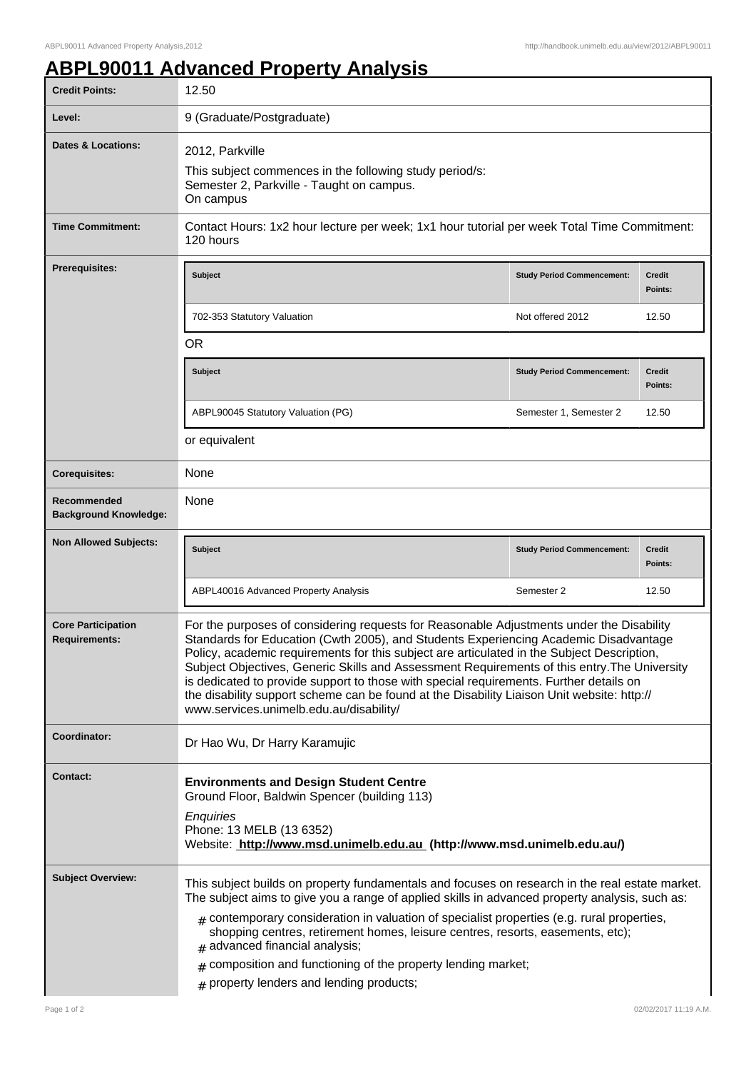# ABPL90011 Advanced Property Analysis

| | |
|---|---|
| **Credit Points:** | 12.50 |
| **Level:** | 9 (Graduate/Postgraduate) |
| **Dates & Locations:** | 2012, Parkville<br>This subject commences in the following study period/s:<br>Semester 2, Parkville - Taught on campus.<br>On campus |
| **Time Commitment:** | Contact Hours: 1x2 hour lecture per week; 1x1 hour tutorial per week Total Time Commitment: 120 hours |
| **Prerequisites:** | **Subject** / **Study Period Commencement:** / **Credit Points:**<br>702-353 Statutory Valuation / Not offered 2012 / 12.50<br>OR<br>ABPL90045 Statutory Valuation (PG) / Semester 1, Semester 2 / 12.50<br>or equivalent |
| **Corequisites:** | None |
| **Recommended Background Knowledge:** | None |
| **Non Allowed Subjects:** | **Subject** / **Study Period Commencement:** / **Credit Points:**<br>ABPL40016 Advanced Property Analysis / Semester 2 / 12.50 |
| **Core Participation Requirements:** | For the purposes of considering requests for Reasonable Adjustments under the Disability Standards for Education (Cwth 2005), and Students Experiencing Academic Disadvantage Policy, academic requirements for this subject are articulated in the Subject Description, Subject Objectives, Generic Skills and Assessment Requirements of this entry.The University is dedicated to provide support to those with special requirements. Further details on the disability support scheme can be found at the Disability Liaison Unit website: http://www.services.unimelb.edu.au/disability/ |
| **Coordinator:** | Dr Hao Wu, Dr Harry Karamujic |
| **Contact:** | **Environments and Design Student Centre**<br>Ground Floor, Baldwin Spencer (building 113)<br>*Enquiries*<br>Phone: 13 MELB (13 6352)<br>Website: **http://www.msd.unimelb.edu.au (http://www.msd.unimelb.edu.au/)** |
| **Subject Overview:** | This subject builds on property fundamentals and focuses on research in the real estate market. The subject aims to give you a range of applied skills in advanced property analysis, such as:<br># contemporary consideration in valuation of specialist properties (e.g. rural properties, shopping centres, retirement homes, leisure centres, resorts, easements, etc);<br># advanced financial analysis;<br># composition and functioning of the property lending market;<br># property lenders and lending products; |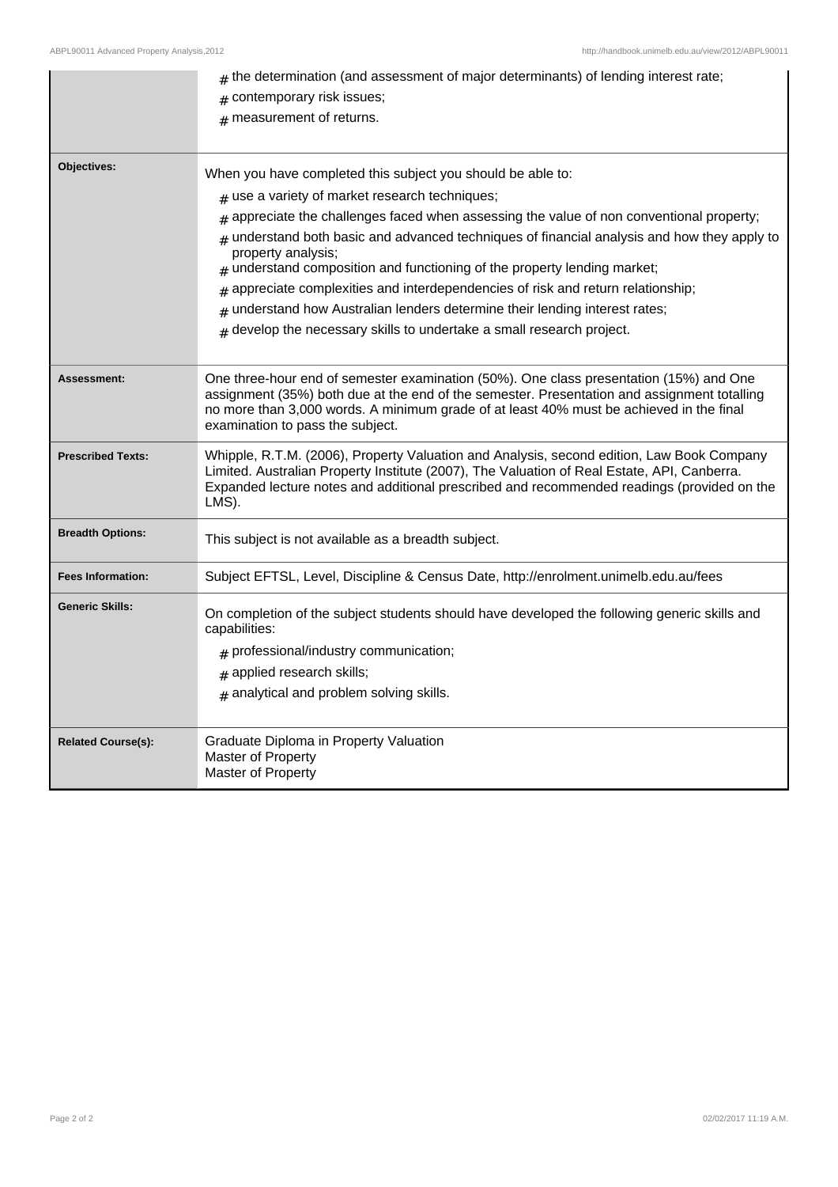| | |
|---|---|
| | # the determination (and assessment of major determinants) of lending interest rate;<br># contemporary risk issues;<br># measurement of returns. |
| **Objectives:** | When you have completed this subject you should be able to:<br># use a variety of market research techniques;<br># appreciate the challenges faced when assessing the value of non conventional property;<br># understand both basic and advanced techniques of financial analysis and how they apply to property analysis;<br># understand composition and functioning of the property lending market;<br># appreciate complexities and interdependencies of risk and return relationship;<br># understand how Australian lenders determine their lending interest rates;<br># develop the necessary skills to undertake a small research project. |
| **Assessment:** | One three-hour end of semester examination (50%). One class presentation (15%) and One assignment (35%) both due at the end of the semester. Presentation and assignment totalling no more than 3,000 words. A minimum grade of at least 40% must be achieved in the final examination to pass the subject. |
| **Prescribed Texts:** | Whipple, R.T.M. (2006), Property Valuation and Analysis, second edition, Law Book Company Limited. Australian Property Institute (2007), The Valuation of Real Estate, API, Canberra. Expanded lecture notes and additional prescribed and recommended readings (provided on the LMS). |
| **Breadth Options:** | This subject is not available as a breadth subject. |
| **Fees Information:** | Subject EFTSL, Level, Discipline & Census Date, http://enrolment.unimelb.edu.au/fees |
| **Generic Skills:** | On completion of the subject students should have developed the following generic skills and capabilities:<br># professional/industry communication;<br># applied research skills;<br># analytical and problem solving skills. |
| **Related Course(s):** | Graduate Diploma in Property Valuation<br>Master of Property<br>Master of Property |